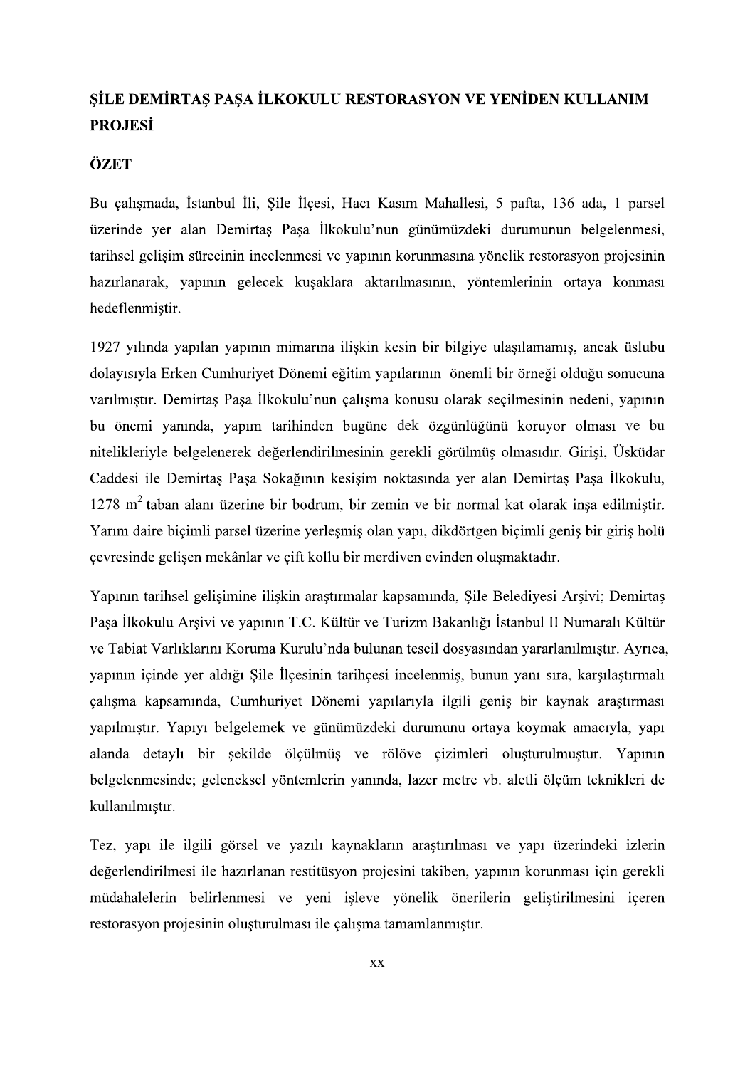# ŞİLE DEMİRTAŞ PAŞA İLKOKULU RESTORASYON VE YENİDEN KULLANIM PROJESİ

## ÖZET

Bu çalışmada, İstanbul İli, Şile İlçesi, Hacı Kasım Mahallesi, 5 pafta, 136 ada, 1 parsel üzerinde yer alan Demirtaş Paşa İlkokulu'nun günümüzdeki durumunun belgelenmesi, tarihsel gelişim sürecinin incelenmesi ve yapının korunmasına yönelik restorasyon projesinin hazırlanarak, yapının gelecek kuşaklara aktarılmasının, yöntemlerinin ortaya konması hedeflenmiştir.

1927 yılında yapılan yapının mimarına ilişkin kesin bir bilgiye ulaşılamamış, ancak üslubu dolayısıyla Erken Cumhuriyet Dönemi eğitim yapılarının önemli bir örneği olduğu sonucuna varılmıştır. Demirtaş Paşa İlkokulu'nun çalışma konusu olarak seçilmesinin nedeni, yapının bu önemi yanında, yapım tarihinden bugüne dek özgünlüğünü koruyor olması ve bu nitelikleriyle belgelenerek değerlendirilmesinin gerekli görülmüş olmasıdır. Girişi, Üsküdar Caddesi ile Demirtaş Paşa Sokağının kesişim noktasında yer alan Demirtaş Paşa İlkokulu, 1278 $m^2$ taban alanı üzerine bir bodrum, bir zemin ve bir normal kat olarak inşa edilmiştir. Yarım daire biçimli parsel üzerine yerleşmiş olan yapı, dikdörtgen biçimli geniş bir giriş holü çevresinde gelişen mekânlar ve çift kollu bir merdiven evinden oluşmaktadır.

Yapının tarihsel gelişimine ilişkin araştırmalar kapsamında, Şile Belediyesi Arşivi; Demirtaş Paşa İlkokulu Arşivi ve yapının T.C. Kültür ve Turizm Bakanlığı İstanbul II Numaralı Kültür ve Tabiat Varlıklarını Koruma Kurulu'nda bulunan tescil dosyasından yararlanılmıştır. Ayrıca, yapının içinde yer aldığı Şile İlçesinin tarihçesi incelenmiş, bunun yanı sıra, karşılaştırmalı çalışma kapsamında, Cumhuriyet Dönemi yapılarıyla ilgili geniş bir kaynak araştırması yapılmıştır. Yapıyı belgelemek ve günümüzdeki durumunu ortaya koymak amacıyla, yapı alanda detaylı bir şekilde ölçülmüş ve rölöve çizimleri oluşturulmuştur. Yapının belgelenmesinde; geleneksel yöntemlerin yanında, lazer metre vb. aletli ölçüm teknikleri de kullanılmıştır.

Tez, yapı ile ilgili görsel ve yazılı kaynakların araştırılması ve yapı üzerindeki izlerin değerlendirilmesi ile hazırlanan restitüsyon projesini takiben, yapının korunması için gerekli müdahalelerin belirlenmesi ve yeni işleve yönelik önerilerin geliştirilmesini içeren restorasyon projesinin oluşturulması ile çalışma tamamlanmıştır.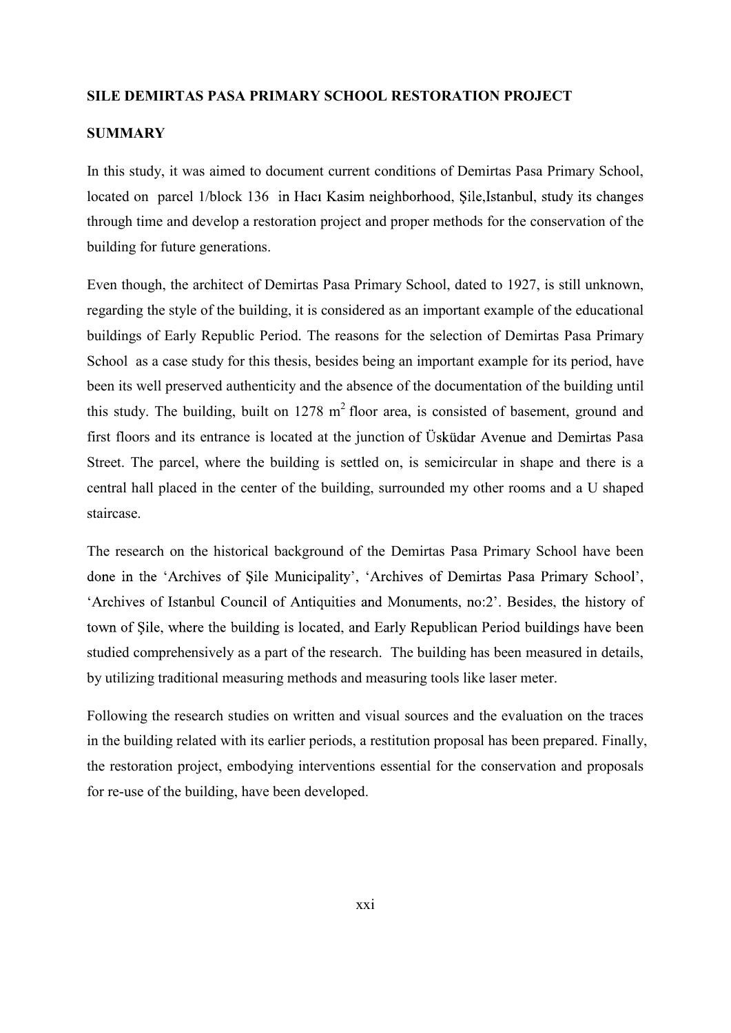**SILE DEMIRTAS PASA PRIMARY SCHOOL RESTORATION PROJECT**

**SUMMARY**

In this study, it was aimed to document current conditions of Demirtas Pasa Primary School, located on parcel 1/block 136 in Hacı Kasim neighborhood, Şile,Istanbul, study its changes through time and develop a restoration project and proper methods for the conservation of the building for future generations.

Even though, the architect of Demirtas Pasa Primary School, dated to 1927, is still unknown, regarding the style of the building, it is considered as an important example of the educational buildings of Early Republic Period. The reasons for the selection of Demirtas Pasa Primary School as a case study for this thesis, besides being an important example for its period, have been its well preserved authenticity and the absence of the documentation of the building until this study. The building, built on 1278 $m^2$ floor area, is consisted of basement, ground and first floors and its entrance is located at the junction of Üsküdar Avenue and Demirtas Pasa Street. The parcel, where the building is settled on, is semicircular in shape and there is a central hall placed in the center of the building, surrounded my other rooms and a U shaped staircase.

The research on the historical background of the Demirtas Pasa Primary School have been done in the 'Archives of Şile Municipality', 'Archives of Demirtas Pasa Primary School', 'Archives of Istanbul Council of Antiquities and Monuments, no:2'. Besides, the history of town of Şile, where the building is located, and Early Republican Period buildings have been studied comprehensively as a part of the research. The building has been measured in details, by utilizing traditional measuring methods and measuring tools like laser meter.

Following the research studies on written and visual sources and the evaluation on the traces in the building related with its earlier periods, a restitution proposal has been prepared. Finally, the restoration project, embodying interventions essential for the conservation and proposals for re-use of the building, have been developed.